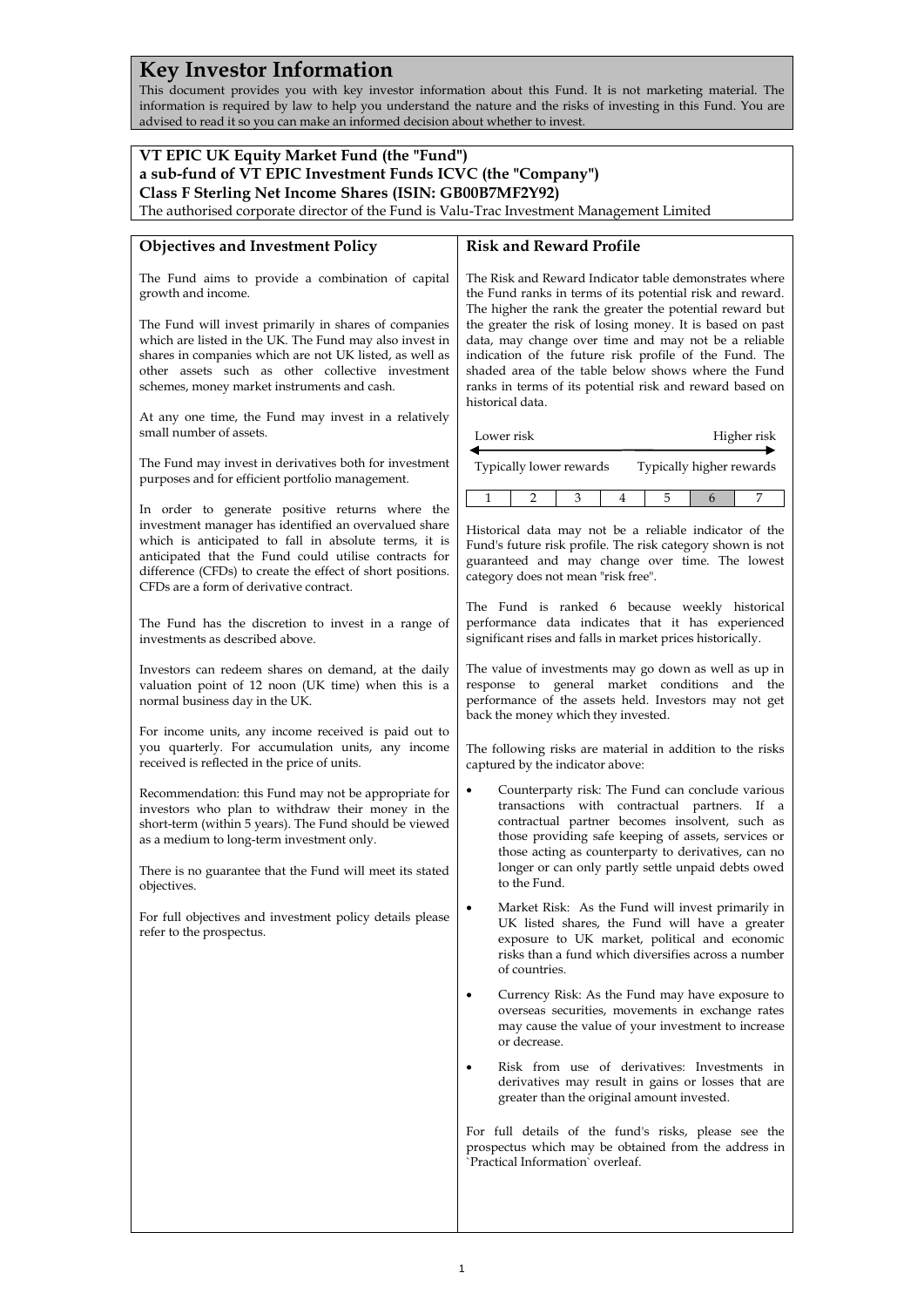# Key Investor Information

This document provides you with key investor information about this Fund. It is not marketing material. The information is required by law to help you understand the nature and the risks of investing in this Fund. You are advised to read it so you can make an informed decision about whether to invest.

**VT EPIC UK Equity Market Fund (the "Fund")**
**a sub-fund of VT EPIC Investment Funds ICVC (the "Company")**
**Class F Sterling Net Income Shares (ISIN: GB00B7MF2Y92)**
The authorised corporate director of the Fund is Valu-Trac Investment Management Limited

## Objectives and Investment Policy

The Fund aims to provide a combination of capital growth and income.

The Fund will invest primarily in shares of companies which are listed in the UK. The Fund may also invest in shares in companies which are not UK listed, as well as other assets such as other collective investment schemes, money market instruments and cash.

At any one time, the Fund may invest in a relatively small number of assets.

The Fund may invest in derivatives both for investment purposes and for efficient portfolio management.

In order to generate positive returns where the investment manager has identified an overvalued share which is anticipated to fall in absolute terms, it is anticipated that the Fund could utilise contracts for difference (CFDs) to create the effect of short positions. CFDs are a form of derivative contract.

The Fund has the discretion to invest in a range of investments as described above.

Investors can redeem shares on demand, at the daily valuation point of 12 noon (UK time) when this is a normal business day in the UK.

For income units, any income received is paid out to you quarterly. For accumulation units, any income received is reflected in the price of units.

Recommendation: this Fund may not be appropriate for investors who plan to withdraw their money in the short-term (within 5 years). The Fund should be viewed as a medium to long-term investment only.

There is no guarantee that the Fund will meet its stated objectives.

For full objectives and investment policy details please refer to the prospectus.

## Risk and Reward Profile

The Risk and Reward Indicator table demonstrates where the Fund ranks in terms of its potential risk and reward. The higher the rank the greater the potential reward but the greater the risk of losing money. It is based on past data, may change over time and may not be a reliable indication of the future risk profile of the Fund. The shaded area of the table below shows where the Fund ranks in terms of its potential risk and reward based on historical data.

Lower risk ← → Higher risk

Typically lower rewards — Typically higher rewards

| 1 | 2 | 3 | 4 | 5 | **6** | 7 |
|---|---|---|---|---|---|---|

Historical data may not be a reliable indicator of the Fund's future risk profile. The risk category shown is not guaranteed and may change over time. The lowest category does not mean "risk free".

The Fund is ranked 6 because weekly historical performance data indicates that it has experienced significant rises and falls in market prices historically.

The value of investments may go down as well as up in response to general market conditions and the performance of the assets held. Investors may not get back the money which they invested.

The following risks are material in addition to the risks captured by the indicator above:

- Counterparty risk: The Fund can conclude various transactions with contractual partners. If a contractual partner becomes insolvent, such as those providing safe keeping of assets, services or those acting as counterparty to derivatives, can no longer or can only partly settle unpaid debts owed to the Fund.
- Market Risk: As the Fund will invest primarily in UK listed shares, the Fund will have a greater exposure to UK market, political and economic risks than a fund which diversifies across a number of countries.
- Currency Risk: As the Fund may have exposure to overseas securities, movements in exchange rates may cause the value of your investment to increase or decrease.
- Risk from use of derivatives: Investments in derivatives may result in gains or losses that are greater than the original amount invested.

For full details of the fund's risks, please see the prospectus which may be obtained from the address in `Practical Information` overleaf.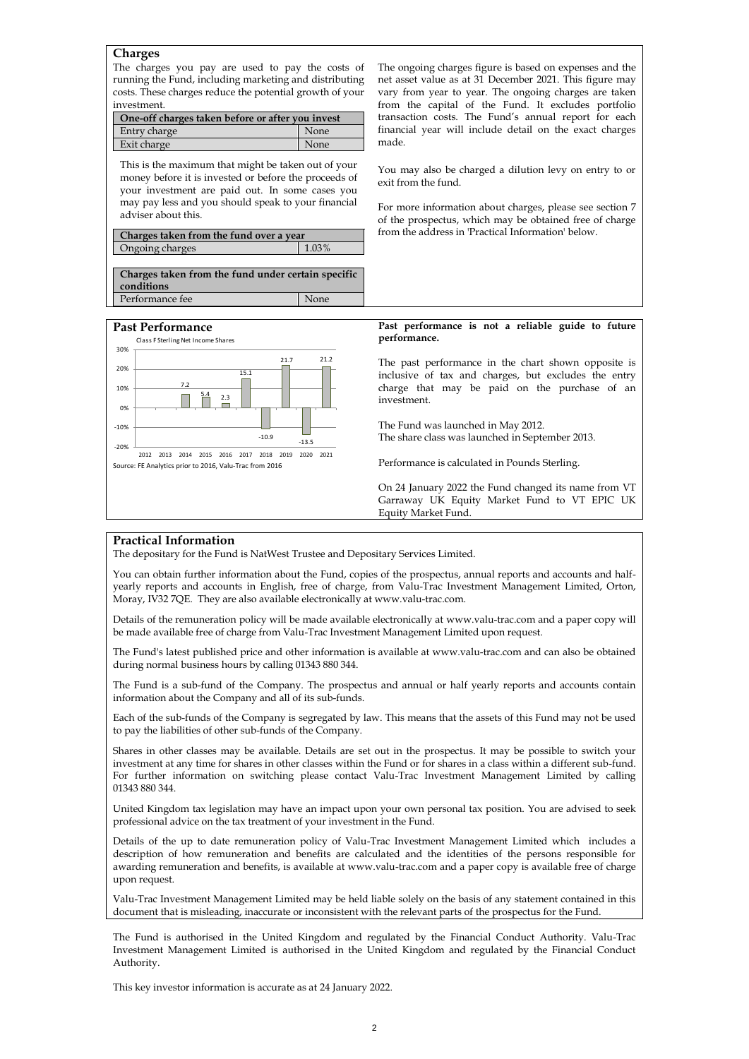## Charges

The charges you pay are used to pay the costs of running the Fund, including marketing and distributing costs. These charges reduce the potential growth of your investment.

| One-off charges taken before or after you invest | |
|---|---|
| Entry charge | None |
| Exit charge | None |

This is the maximum that might be taken out of your money before it is invested or before the proceeds of your investment are paid out. In some cases you may pay less and you should speak to your financial adviser about this.

| Charges taken from the fund over a year | |
|---|---|
| Ongoing charges | 1.03% |

| Charges taken from the fund under certain specific conditions | |
|---|---|
| Performance fee | None |

The ongoing charges figure is based on expenses and the net asset value as at 31 December 2021. This figure may vary from year to year. The ongoing charges are taken from the capital of the Fund. It excludes portfolio transaction costs. The Fund's annual report for each financial year will include detail on the exact charges made.

You may also be charged a dilution levy on entry to or exit from the fund.

For more information about charges, please see section 7 of the prospectus, which may be obtained free of charge from the address in 'Practical Information' below.

## Past Performance

Class F Sterling Net Income Shares

30%
20%
10%
0%
-10%
-20%

7.2
5.4
2.3
15.1
-10.9
21.7
-13.5
21.2

2012 2013 2014 2015 2016 2017 2018 2019 2020 2021

Source: FE Analytics prior to 2016, Valu-Trac from 2016

**Past performance is not a reliable guide to future performance.**

The past performance in the chart shown opposite is inclusive of tax and charges, but excludes the entry charge that may be paid on the purchase of an investment.

The Fund was launched in May 2012.
The share class was launched in September 2013.

Performance is calculated in Pounds Sterling.

On 24 January 2022 the Fund changed its name from VT Garraway UK Equity Market Fund to VT EPIC UK Equity Market Fund.

## Practical Information

The depositary for the Fund is NatWest Trustee and Depositary Services Limited.

You can obtain further information about the Fund, copies of the prospectus, annual reports and accounts and half-yearly reports and accounts in English, free of charge, from Valu-Trac Investment Management Limited, Orton, Moray, IV32 7QE. They are also available electronically at www.valu-trac.com.

Details of the remuneration policy will be made available electronically at www.valu-trac.com and a paper copy will be made available free of charge from Valu-Trac Investment Management Limited upon request.

The Fund's latest published price and other information is available at www.valu-trac.com and can also be obtained during normal business hours by calling 01343 880 344.

The Fund is a sub-fund of the Company. The prospectus and annual or half yearly reports and accounts contain information about the Company and all of its sub-funds.

Each of the sub-funds of the Company is segregated by law. This means that the assets of this Fund may not be used to pay the liabilities of other sub-funds of the Company.

Shares in other classes may be available. Details are set out in the prospectus. It may be possible to switch your investment at any time for shares in other classes within the Fund or for shares in a class within a different sub-fund. For further information on switching please contact Valu-Trac Investment Management Limited by calling 01343 880 344.

United Kingdom tax legislation may have an impact upon your own personal tax position. You are advised to seek professional advice on the tax treatment of your investment in the Fund.

Details of the up to date remuneration policy of Valu-Trac Investment Management Limited which includes a description of how remuneration and benefits are calculated and the identities of the persons responsible for awarding remuneration and benefits, is available at www.valu-trac.com and a paper copy is available free of charge upon request.

Valu-Trac Investment Management Limited may be held liable solely on the basis of any statement contained in this document that is misleading, inaccurate or inconsistent with the relevant parts of the prospectus for the Fund.

The Fund is authorised in the United Kingdom and regulated by the Financial Conduct Authority. Valu-Trac Investment Management Limited is authorised in the United Kingdom and regulated by the Financial Conduct Authority.

This key investor information is accurate as at 24 January 2022.